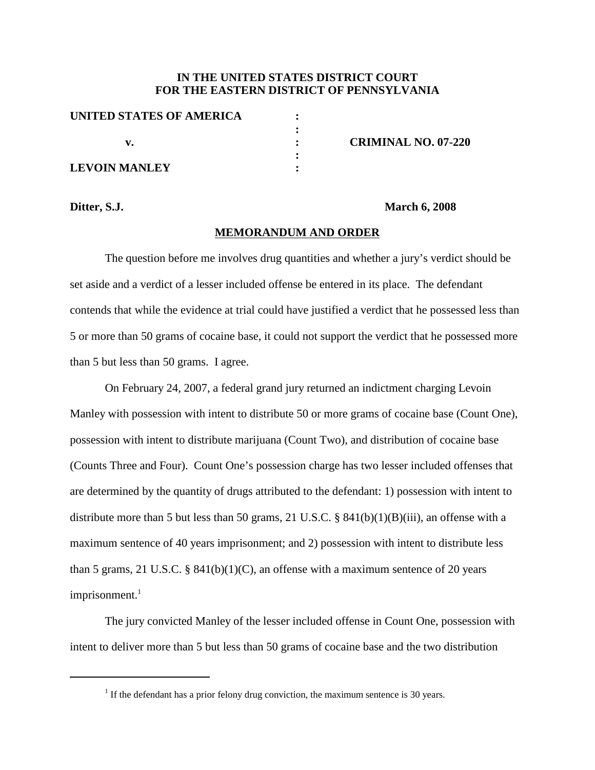**IN THE UNITED STATES DISTRICT COURT**
**FOR THE EASTERN DISTRICT OF PENNSYLVANIA**

| | | |
|---|---|---|
| **UNITED STATES OF AMERICA** | : | |
| | : | |
| **v.** | : | **CRIMINAL NO. 07-220** |
| | : | |
| **LEVOIN MANLEY** | : | |

**Ditter, S.J.** **March 6, 2008**

**MEMORANDUM AND ORDER**

The question before me involves drug quantities and whether a jury's verdict should be set aside and a verdict of a lesser included offense be entered in its place. The defendant contends that while the evidence at trial could have justified a verdict that he possessed less than 5 or more than 50 grams of cocaine base, it could not support the verdict that he possessed more than 5 but less than 50 grams. I agree.

On February 24, 2007, a federal grand jury returned an indictment charging Levoin Manley with possession with intent to distribute 50 or more grams of cocaine base (Count One), possession with intent to distribute marijuana (Count Two), and distribution of cocaine base (Counts Three and Four). Count One's possession charge has two lesser included offenses that are determined by the quantity of drugs attributed to the defendant: 1) possession with intent to distribute more than 5 but less than 50 grams, 21 U.S.C. § 841(b)(1)(B)(iii), an offense with a maximum sentence of 40 years imprisonment; and 2) possession with intent to distribute less than 5 grams, 21 U.S.C. § 841(b)(1)(C), an offense with a maximum sentence of 20 years imprisonment.[1]

The jury convicted Manley of the lesser included offense in Count One, possession with intent to deliver more than 5 but less than 50 grams of cocaine base and the two distribution

[1] If the defendant has a prior felony drug conviction, the maximum sentence is 30 years.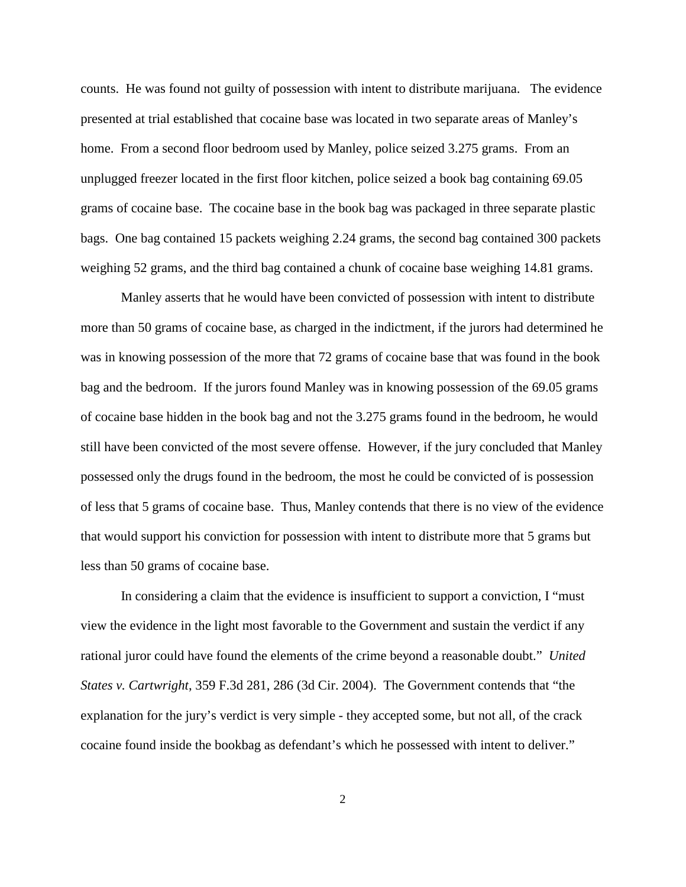counts. He was found not guilty of possession with intent to distribute marijuana. The evidence presented at trial established that cocaine base was located in two separate areas of Manley's home. From a second floor bedroom used by Manley, police seized 3.275 grams. From an unplugged freezer located in the first floor kitchen, police seized a book bag containing 69.05 grams of cocaine base. The cocaine base in the book bag was packaged in three separate plastic bags. One bag contained 15 packets weighing 2.24 grams, the second bag contained 300 packets weighing 52 grams, and the third bag contained a chunk of cocaine base weighing 14.81 grams.

Manley asserts that he would have been convicted of possession with intent to distribute more than 50 grams of cocaine base, as charged in the indictment, if the jurors had determined he was in knowing possession of the more that 72 grams of cocaine base that was found in the book bag and the bedroom. If the jurors found Manley was in knowing possession of the 69.05 grams of cocaine base hidden in the book bag and not the 3.275 grams found in the bedroom, he would still have been convicted of the most severe offense. However, if the jury concluded that Manley possessed only the drugs found in the bedroom, the most he could be convicted of is possession of less that 5 grams of cocaine base. Thus, Manley contends that there is no view of the evidence that would support his conviction for possession with intent to distribute more that 5 grams but less than 50 grams of cocaine base.

In considering a claim that the evidence is insufficient to support a conviction, I "must view the evidence in the light most favorable to the Government and sustain the verdict if any rational juror could have found the elements of the crime beyond a reasonable doubt." *United States v. Cartwright*, 359 F.3d 281, 286 (3d Cir. 2004). The Government contends that "the explanation for the jury's verdict is very simple - they accepted some, but not all, of the crack cocaine found inside the bookbag as defendant's which he possessed with intent to deliver."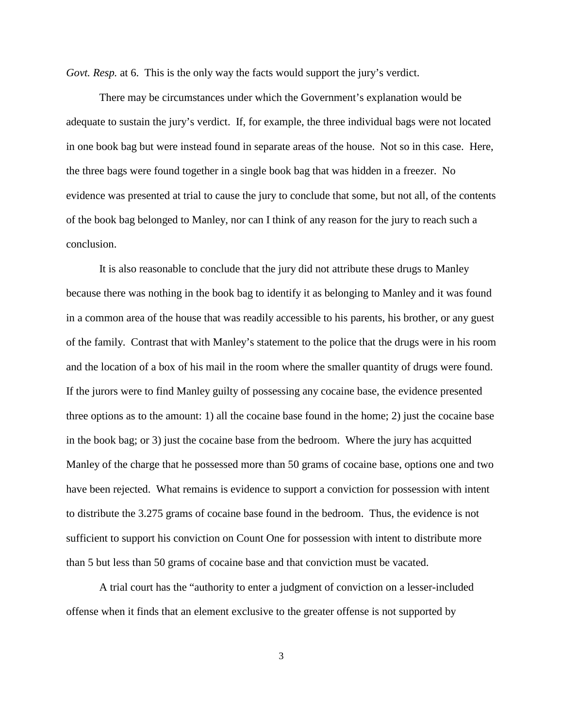*Govt. Resp.* at 6. This is the only way the facts would support the jury's verdict.

There may be circumstances under which the Government's explanation would be adequate to sustain the jury's verdict. If, for example, the three individual bags were not located in one book bag but were instead found in separate areas of the house. Not so in this case. Here, the three bags were found together in a single book bag that was hidden in a freezer. No evidence was presented at trial to cause the jury to conclude that some, but not all, of the contents of the book bag belonged to Manley, nor can I think of any reason for the jury to reach such a conclusion.

It is also reasonable to conclude that the jury did not attribute these drugs to Manley because there was nothing in the book bag to identify it as belonging to Manley and it was found in a common area of the house that was readily accessible to his parents, his brother, or any guest of the family. Contrast that with Manley's statement to the police that the drugs were in his room and the location of a box of his mail in the room where the smaller quantity of drugs were found. If the jurors were to find Manley guilty of possessing any cocaine base, the evidence presented three options as to the amount: 1) all the cocaine base found in the home; 2) just the cocaine base in the book bag; or 3) just the cocaine base from the bedroom. Where the jury has acquitted Manley of the charge that he possessed more than 50 grams of cocaine base, options one and two have been rejected. What remains is evidence to support a conviction for possession with intent to distribute the 3.275 grams of cocaine base found in the bedroom. Thus, the evidence is not sufficient to support his conviction on Count One for possession with intent to distribute more than 5 but less than 50 grams of cocaine base and that conviction must be vacated.

A trial court has the "authority to enter a judgment of conviction on a lesser-included offense when it finds that an element exclusive to the greater offense is not supported by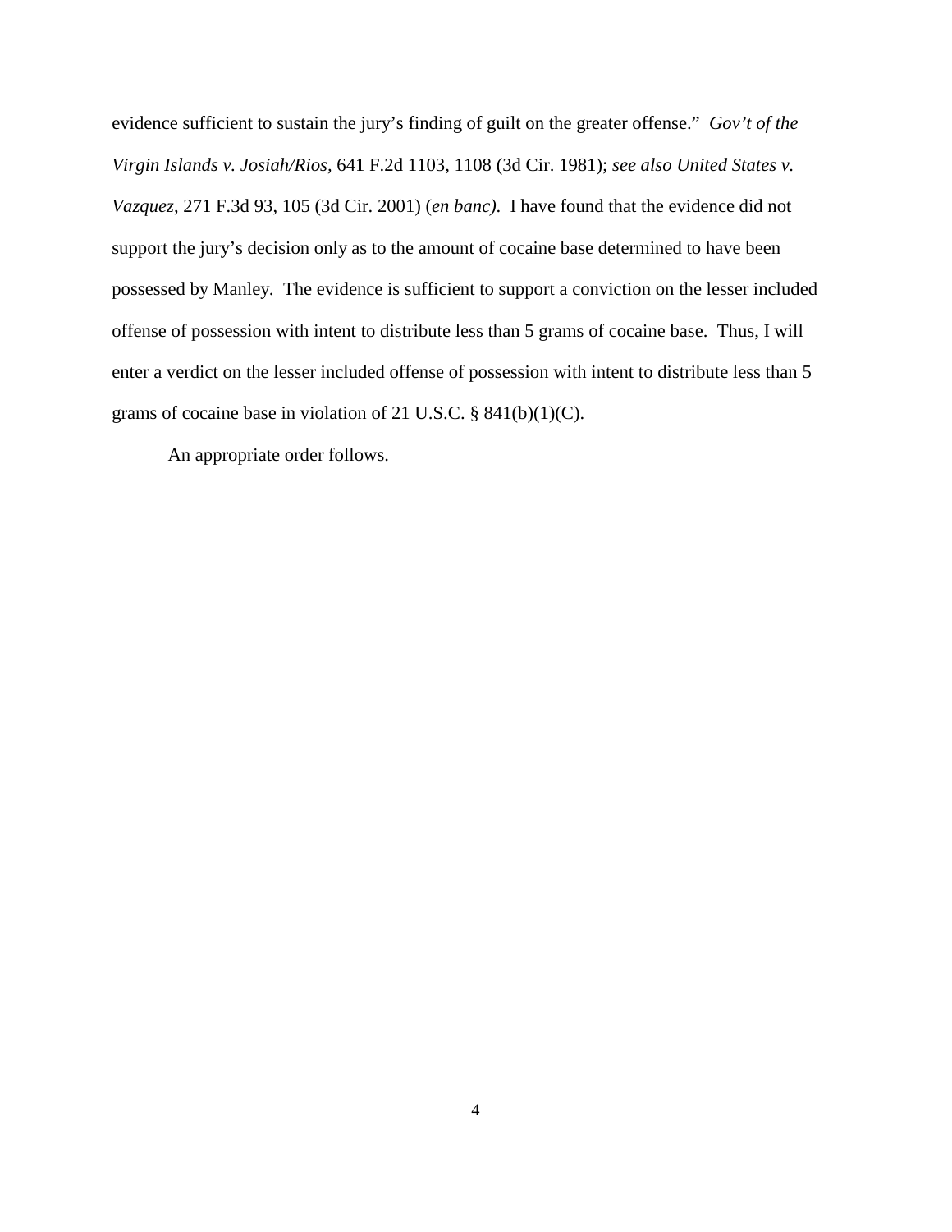evidence sufficient to sustain the jury's finding of guilt on the greater offense." *Gov't of the Virgin Islands v. Josiah/Rios*, 641 F.2d 1103, 1108 (3d Cir. 1981); *see also United States v. Vazquez*, 271 F.3d 93, 105 (3d Cir. 2001) (*en banc)*. I have found that the evidence did not support the jury's decision only as to the amount of cocaine base determined to have been possessed by Manley. The evidence is sufficient to support a conviction on the lesser included offense of possession with intent to distribute less than 5 grams of cocaine base. Thus, I will enter a verdict on the lesser included offense of possession with intent to distribute less than 5 grams of cocaine base in violation of 21 U.S.C. § 841(b)(1)(C).

An appropriate order follows.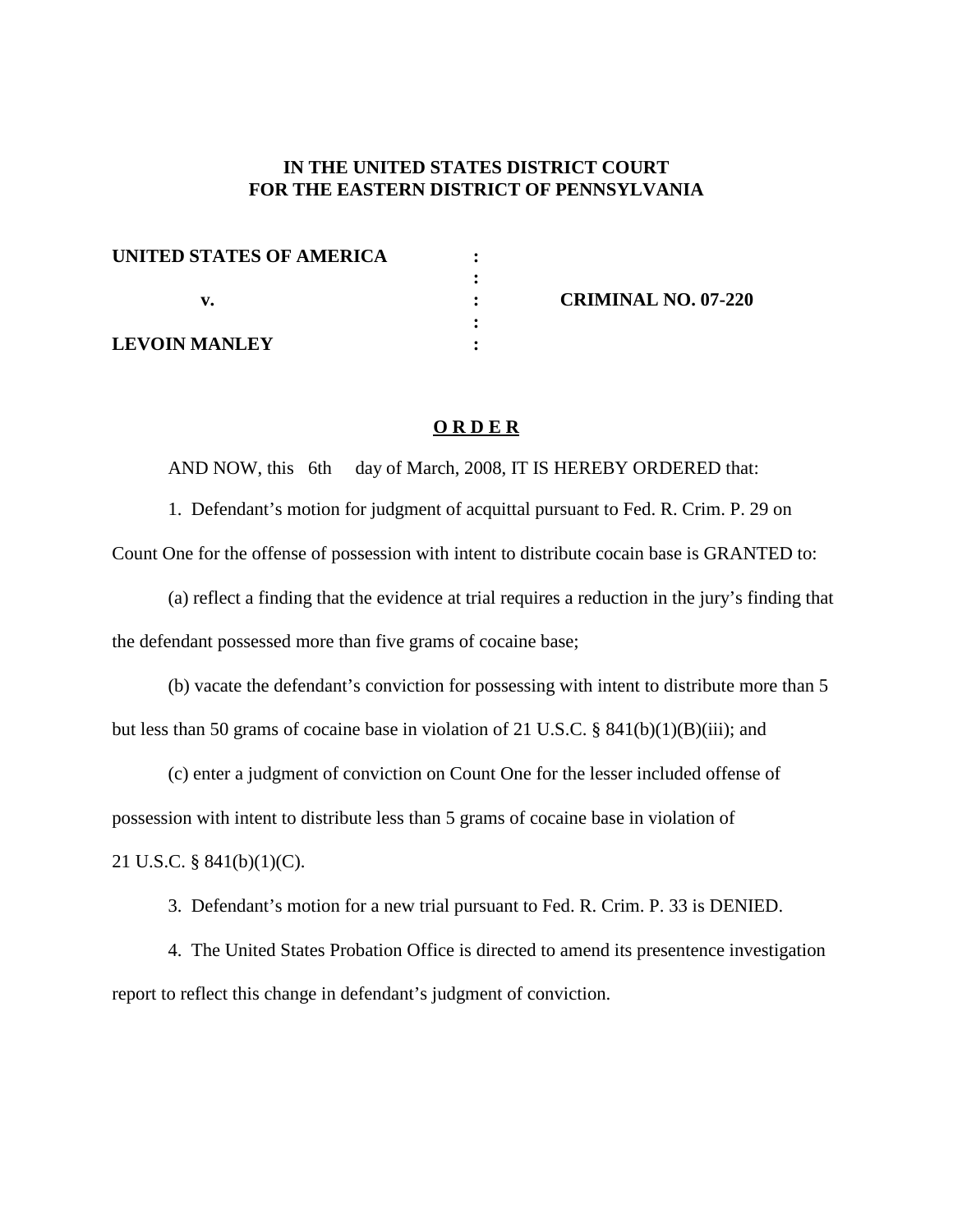**IN THE UNITED STATES DISTRICT COURT**
**FOR THE EASTERN DISTRICT OF PENNSYLVANIA**

| | | |
|---|---|---|
| **UNITED STATES OF AMERICA** | : | |
| | : | |
| **v.** | : | **CRIMINAL NO. 07-220** |
| | : | |
| **LEVOIN MANLEY** | : | |

**O R D E R**

AND NOW, this 6th day of March, 2008, IT IS HEREBY ORDERED that:

1. Defendant's motion for judgment of acquittal pursuant to Fed. R. Crim. P. 29 on Count One for the offense of possession with intent to distribute cocain base is GRANTED to:

(a) reflect a finding that the evidence at trial requires a reduction in the jury's finding that the defendant possessed more than five grams of cocaine base;

(b) vacate the defendant's conviction for possessing with intent to distribute more than 5 but less than 50 grams of cocaine base in violation of 21 U.S.C. § 841(b)(1)(B)(iii); and

(c) enter a judgment of conviction on Count One for the lesser included offense of possession with intent to distribute less than 5 grams of cocaine base in violation of 21 U.S.C. § 841(b)(1)(C).

3. Defendant's motion for a new trial pursuant to Fed. R. Crim. P. 33 is DENIED.

4. The United States Probation Office is directed to amend its presentence investigation report to reflect this change in defendant's judgment of conviction.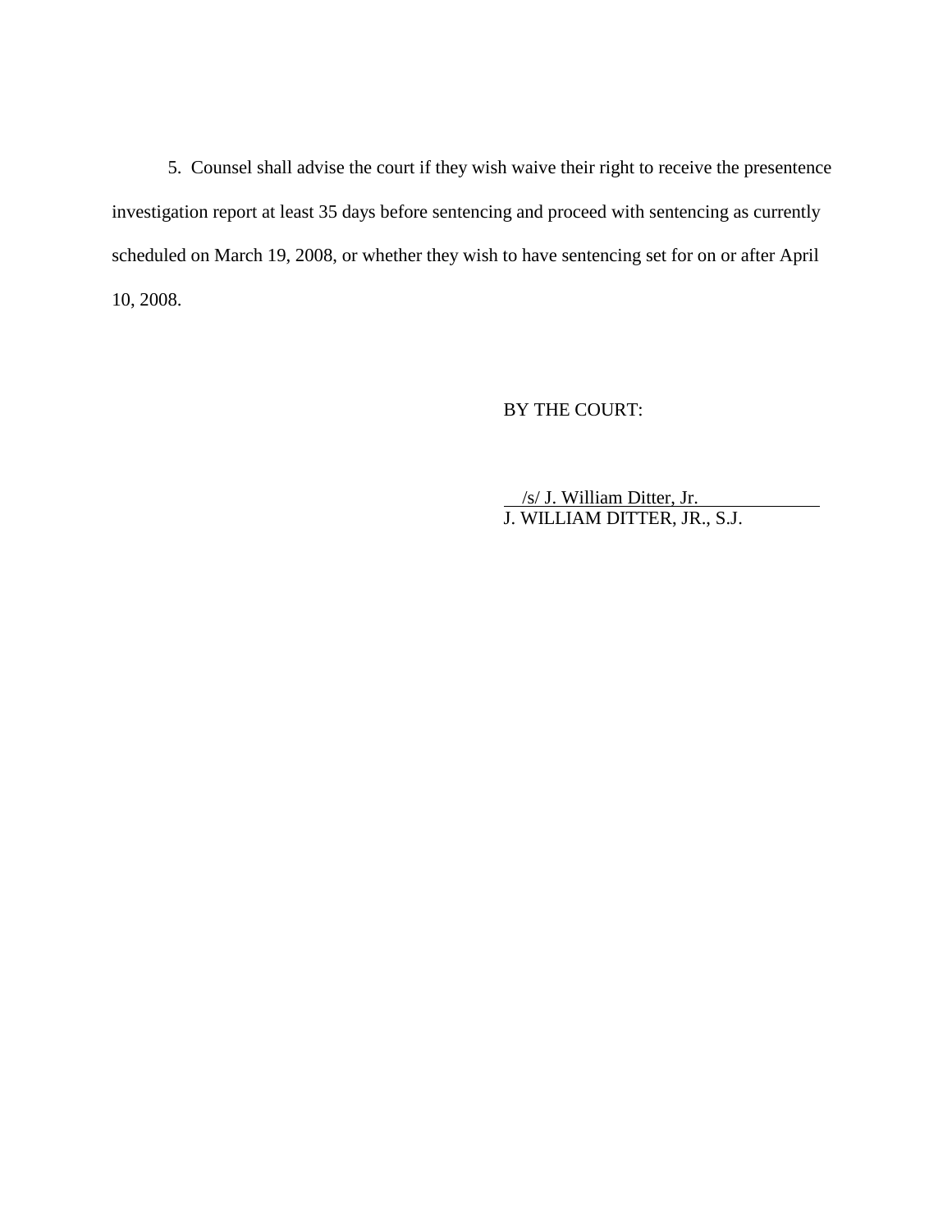5. Counsel shall advise the court if they wish waive their right to receive the presentence investigation report at least 35 days before sentencing and proceed with sentencing as currently scheduled on March 19, 2008, or whether they wish to have sentencing set for on or after April 10, 2008.

BY THE COURT:

/s/ J. William Ditter, Jr.
J. WILLIAM DITTER, JR., S.J.